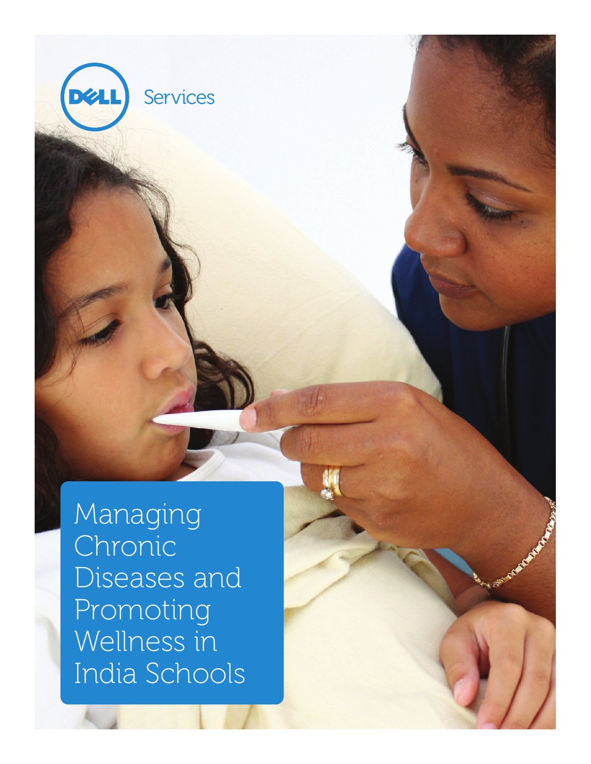Dell Services

# Managing Chronic Diseases and Promoting Wellness in India Schools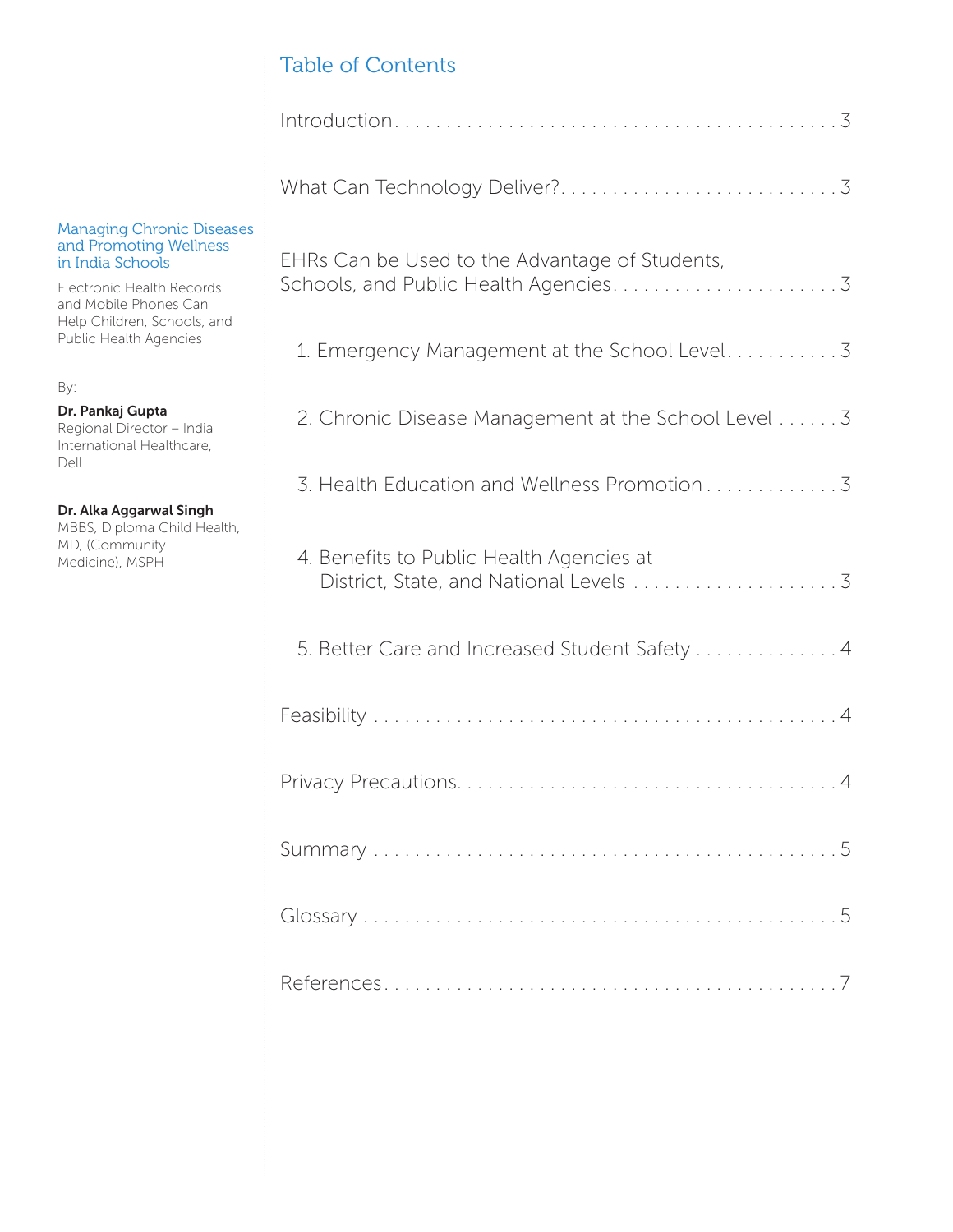Managing Chronic Diseases and Promoting Wellness in India Schools

Electronic Health Records and Mobile Phones Can Help Children, Schools, and Public Health Agencies

By:

**Dr. Pankaj Gupta**
Regional Director – India
International Healthcare, Dell

**Dr. Alka Aggarwal Singh**
MBBS, Diploma Child Health, MD, (Community Medicine), MSPH

## Table of Contents

Introduction . . . . . . . . . . . . . . . . . . . . . . . . . . . . . . . . . . . . . . . . . . 3

What Can Technology Deliver? . . . . . . . . . . . . . . . . . . . . . . . . . . 3

EHRs Can be Used to the Advantage of Students, Schools, and Public Health Agencies . . . . . . . . . . . . . . . . . . . . . . 3

- 1. Emergency Management at the School Level . . . . . . . . . . . 3
- 2. Chronic Disease Management at the School Level . . . . . . 3
- 3. Health Education and Wellness Promotion . . . . . . . . . . . . . 3
- 4. Benefits to Public Health Agencies at District, State, and National Levels . . . . . . . . . . . . . . . . . . . . 3
- 5. Better Care and Increased Student Safety . . . . . . . . . . . . . . 4

Feasibility . . . . . . . . . . . . . . . . . . . . . . . . . . . . . . . . . . . . . . . . . . . 4

Privacy Precautions . . . . . . . . . . . . . . . . . . . . . . . . . . . . . . . . . . . . 4

Summary . . . . . . . . . . . . . . . . . . . . . . . . . . . . . . . . . . . . . . . . . . . . 5

Glossary . . . . . . . . . . . . . . . . . . . . . . . . . . . . . . . . . . . . . . . . . . . . 5

References . . . . . . . . . . . . . . . . . . . . . . . . . . . . . . . . . . . . . . . . . . 7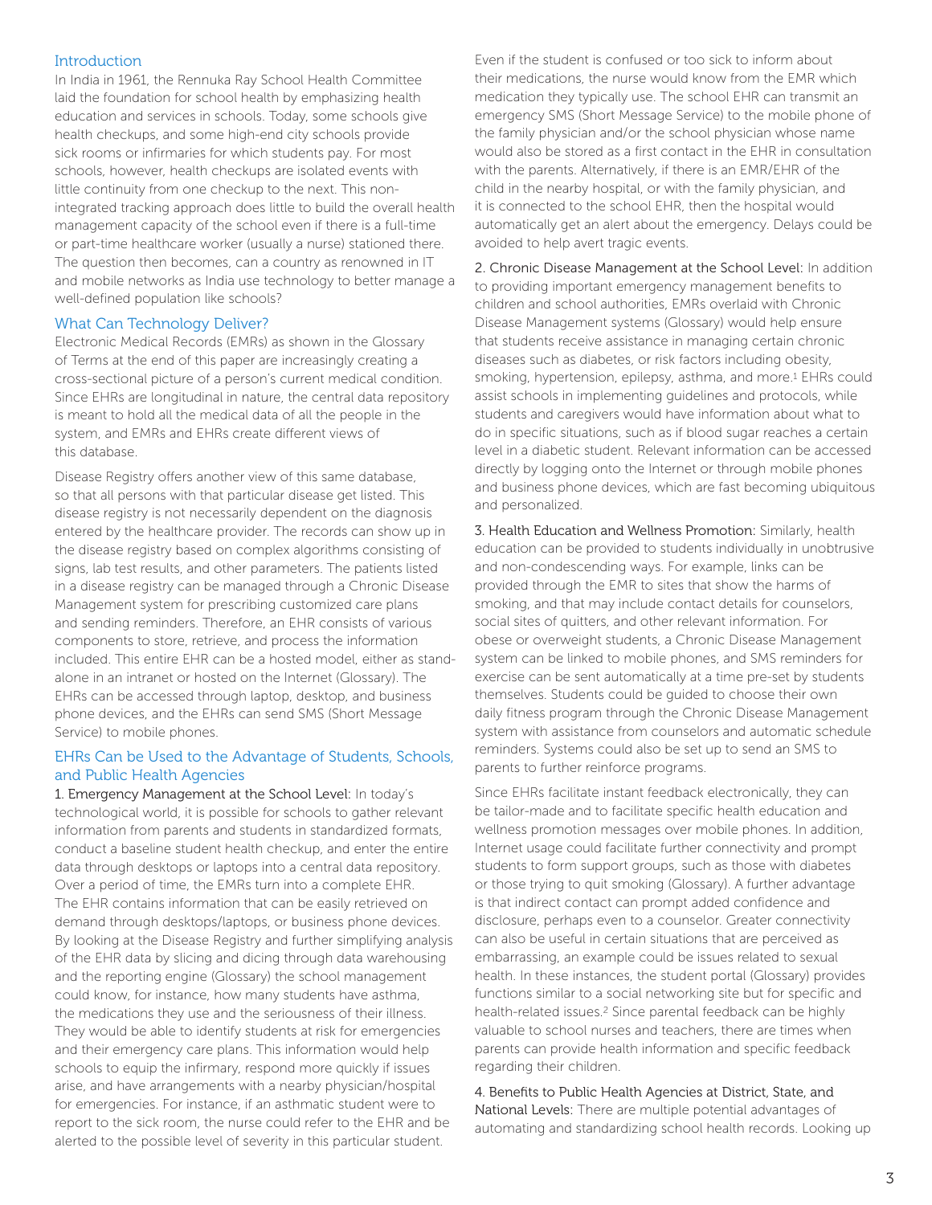## Introduction

In India in 1961, the Rennuka Ray School Health Committee laid the foundation for school health by emphasizing health education and services in schools. Today, some schools give health checkups, and some high-end city schools provide sick rooms or infirmaries for which students pay. For most schools, however, health checkups are isolated events with little continuity from one checkup to the next. This non-integrated tracking approach does little to build the overall health management capacity of the school even if there is a full-time or part-time healthcare worker (usually a nurse) stationed there. The question then becomes, can a country as renowned in IT and mobile networks as India use technology to better manage a well-defined population like schools?

## What Can Technology Deliver?

Electronic Medical Records (EMRs) as shown in the Glossary of Terms at the end of this paper are increasingly creating a cross-sectional picture of a person's current medical condition. Since EHRs are longitudinal in nature, the central data repository is meant to hold all the medical data of all the people in the system, and EMRs and EHRs create different views of this database.

Disease Registry offers another view of this same database, so that all persons with that particular disease get listed. This disease registry is not necessarily dependent on the diagnosis entered by the healthcare provider. The records can show up in the disease registry based on complex algorithms consisting of signs, lab test results, and other parameters. The patients listed in a disease registry can be managed through a Chronic Disease Management system for prescribing customized care plans and sending reminders. Therefore, an EHR consists of various components to store, retrieve, and process the information included. This entire EHR can be a hosted model, either as stand-alone in an intranet or hosted on the Internet (Glossary). The EHRs can be accessed through laptop, desktop, and business phone devices, and the EHRs can send SMS (Short Message Service) to mobile phones.

## EHRs Can be Used to the Advantage of Students, Schools, and Public Health Agencies

1. Emergency Management at the School Level: In today's technological world, it is possible for schools to gather relevant information from parents and students in standardized formats, conduct a baseline student health checkup, and enter the entire data through desktops or laptops into a central data repository. Over a period of time, the EMRs turn into a complete EHR. The EHR contains information that can be easily retrieved on demand through desktops/laptops, or business phone devices. By looking at the Disease Registry and further simplifying analysis of the EHR data by slicing and dicing through data warehousing and the reporting engine (Glossary) the school management could know, for instance, how many students have asthma, the medications they use and the seriousness of their illness. They would be able to identify students at risk for emergencies and their emergency care plans. This information would help schools to equip the infirmary, respond more quickly if issues arise, and have arrangements with a nearby physician/hospital for emergencies. For instance, if an asthmatic student were to report to the sick room, the nurse could refer to the EHR and be alerted to the possible level of severity in this particular student. Even if the student is confused or too sick to inform about their medications, the nurse would know from the EMR which medication they typically use. The school EHR can transmit an emergency SMS (Short Message Service) to the mobile phone of the family physician and/or the school physician whose name would also be stored as a first contact in the EHR in consultation with the parents. Alternatively, if there is an EMR/EHR of the child in the nearby hospital, or with the family physician, and it is connected to the school EHR, then the hospital would automatically get an alert about the emergency. Delays could be avoided to help avert tragic events.

2. Chronic Disease Management at the School Level: In addition to providing important emergency management benefits to children and school authorities, EMRs overlaid with Chronic Disease Management systems (Glossary) would help ensure that students receive assistance in managing certain chronic diseases such as diabetes, or risk factors including obesity, smoking, hypertension, epilepsy, asthma, and more.[1] EHRs could assist schools in implementing guidelines and protocols, while students and caregivers would have information about what to do in specific situations, such as if blood sugar reaches a certain level in a diabetic student. Relevant information can be accessed directly by logging onto the Internet or through mobile phones and business phone devices, which are fast becoming ubiquitous and personalized.

3. Health Education and Wellness Promotion: Similarly, health education can be provided to students individually in unobtrusive and non-condescending ways. For example, links can be provided through the EMR to sites that show the harms of smoking, and that may include contact details for counselors, social sites of quitters, and other relevant information. For obese or overweight students, a Chronic Disease Management system can be linked to mobile phones, and SMS reminders for exercise can be sent automatically at a time pre-set by students themselves. Students could be guided to choose their own daily fitness program through the Chronic Disease Management system with assistance from counselors and automatic schedule reminders. Systems could also be set up to send an SMS to parents to further reinforce programs.

Since EHRs facilitate instant feedback electronically, they can be tailor-made and to facilitate specific health education and wellness promotion messages over mobile phones. In addition, Internet usage could facilitate further connectivity and prompt students to form support groups, such as those with diabetes or those trying to quit smoking (Glossary). A further advantage is that indirect contact can prompt added confidence and disclosure, perhaps even to a counselor. Greater connectivity can also be useful in certain situations that are perceived as embarrassing, an example could be issues related to sexual health. In these instances, the student portal (Glossary) provides functions similar to a social networking site but for specific and health-related issues.[2] Since parental feedback can be highly valuable to school nurses and teachers, there are times when parents can provide health information and specific feedback regarding their children.

4. Benefits to Public Health Agencies at District, State, and National Levels: There are multiple potential advantages of automating and standardizing school health records. Looking up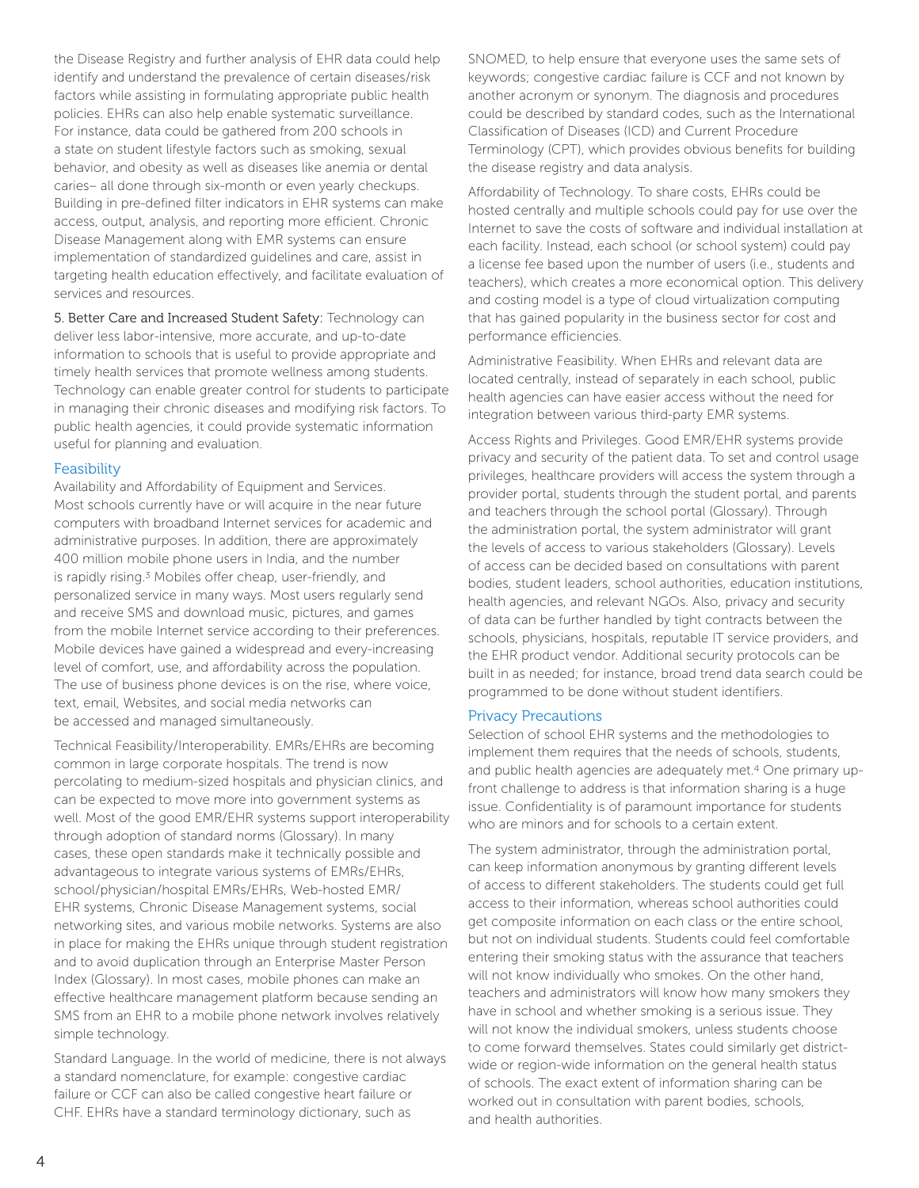the Disease Registry and further analysis of EHR data could help identify and understand the prevalence of certain diseases/risk factors while assisting in formulating appropriate public health policies. EHRs can also help enable systematic surveillance. For instance, data could be gathered from 200 schools in a state on student lifestyle factors such as smoking, sexual behavior, and obesity as well as diseases like anemia or dental caries– all done through six-month or even yearly checkups. Building in pre-defined filter indicators in EHR systems can make access, output, analysis, and reporting more efficient. Chronic Disease Management along with EMR systems can ensure implementation of standardized guidelines and care, assist in targeting health education effectively, and facilitate evaluation of services and resources.

5. Better Care and Increased Student Safety: Technology can deliver less labor-intensive, more accurate, and up-to-date information to schools that is useful to provide appropriate and timely health services that promote wellness among students. Technology can enable greater control for students to participate in managing their chronic diseases and modifying risk factors. To public health agencies, it could provide systematic information useful for planning and evaluation.

## Feasibility

Availability and Affordability of Equipment and Services. Most schools currently have or will acquire in the near future computers with broadband Internet services for academic and administrative purposes. In addition, there are approximately 400 million mobile phone users in India, and the number is rapidly rising.[3] Mobiles offer cheap, user-friendly, and personalized service in many ways. Most users regularly send and receive SMS and download music, pictures, and games from the mobile Internet service according to their preferences. Mobile devices have gained a widespread and every-increasing level of comfort, use, and affordability across the population. The use of business phone devices is on the rise, where voice, text, email, Websites, and social media networks can be accessed and managed simultaneously.

Technical Feasibility/Interoperability. EMRs/EHRs are becoming common in large corporate hospitals. The trend is now percolating to medium-sized hospitals and physician clinics, and can be expected to move more into government systems as well. Most of the good EMR/EHR systems support interoperability through adoption of standard norms (Glossary). In many cases, these open standards make it technically possible and advantageous to integrate various systems of EMRs/EHRs, school/physician/hospital EMRs/EHRs, Web-hosted EMR/EHR systems, Chronic Disease Management systems, social networking sites, and various mobile networks. Systems are also in place for making the EHRs unique through student registration and to avoid duplication through an Enterprise Master Person Index (Glossary). In most cases, mobile phones can make an effective healthcare management platform because sending an SMS from an EHR to a mobile phone network involves relatively simple technology.

Standard Language. In the world of medicine, there is not always a standard nomenclature, for example: congestive cardiac failure or CCF can also be called congestive heart failure or CHF. EHRs have a standard terminology dictionary, such as SNOMED, to help ensure that everyone uses the same sets of keywords; congestive cardiac failure is CCF and not known by another acronym or synonym. The diagnosis and procedures could be described by standard codes, such as the International Classification of Diseases (ICD) and Current Procedure Terminology (CPT), which provides obvious benefits for building the disease registry and data analysis.

Affordability of Technology. To share costs, EHRs could be hosted centrally and multiple schools could pay for use over the Internet to save the costs of software and individual installation at each facility. Instead, each school (or school system) could pay a license fee based upon the number of users (i.e., students and teachers), which creates a more economical option. This delivery and costing model is a type of cloud virtualization computing that has gained popularity in the business sector for cost and performance efficiencies.

Administrative Feasibility. When EHRs and relevant data are located centrally, instead of separately in each school, public health agencies can have easier access without the need for integration between various third-party EMR systems.

Access Rights and Privileges. Good EMR/EHR systems provide privacy and security of the patient data. To set and control usage privileges, healthcare providers will access the system through a provider portal, students through the student portal, and parents and teachers through the school portal (Glossary). Through the administration portal, the system administrator will grant the levels of access to various stakeholders (Glossary). Levels of access can be decided based on consultations with parent bodies, student leaders, school authorities, education institutions, health agencies, and relevant NGOs. Also, privacy and security of data can be further handled by tight contracts between the schools, physicians, hospitals, reputable IT service providers, and the EHR product vendor. Additional security protocols can be built in as needed; for instance, broad trend data search could be programmed to be done without student identifiers.

## Privacy Precautions

Selection of school EHR systems and the methodologies to implement them requires that the needs of schools, students, and public health agencies are adequately met.[4] One primary up-front challenge to address is that information sharing is a huge issue. Confidentiality is of paramount importance for students who are minors and for schools to a certain extent.

The system administrator, through the administration portal, can keep information anonymous by granting different levels of access to different stakeholders. The students could get full access to their information, whereas school authorities could get composite information on each class or the entire school, but not on individual students. Students could feel comfortable entering their smoking status with the assurance that teachers will not know individually who smokes. On the other hand, teachers and administrators will know how many smokers they have in school and whether smoking is a serious issue. They will not know the individual smokers, unless students choose to come forward themselves. States could similarly get district-wide or region-wide information on the general health status of schools. The exact extent of information sharing can be worked out in consultation with parent bodies, schools, and health authorities.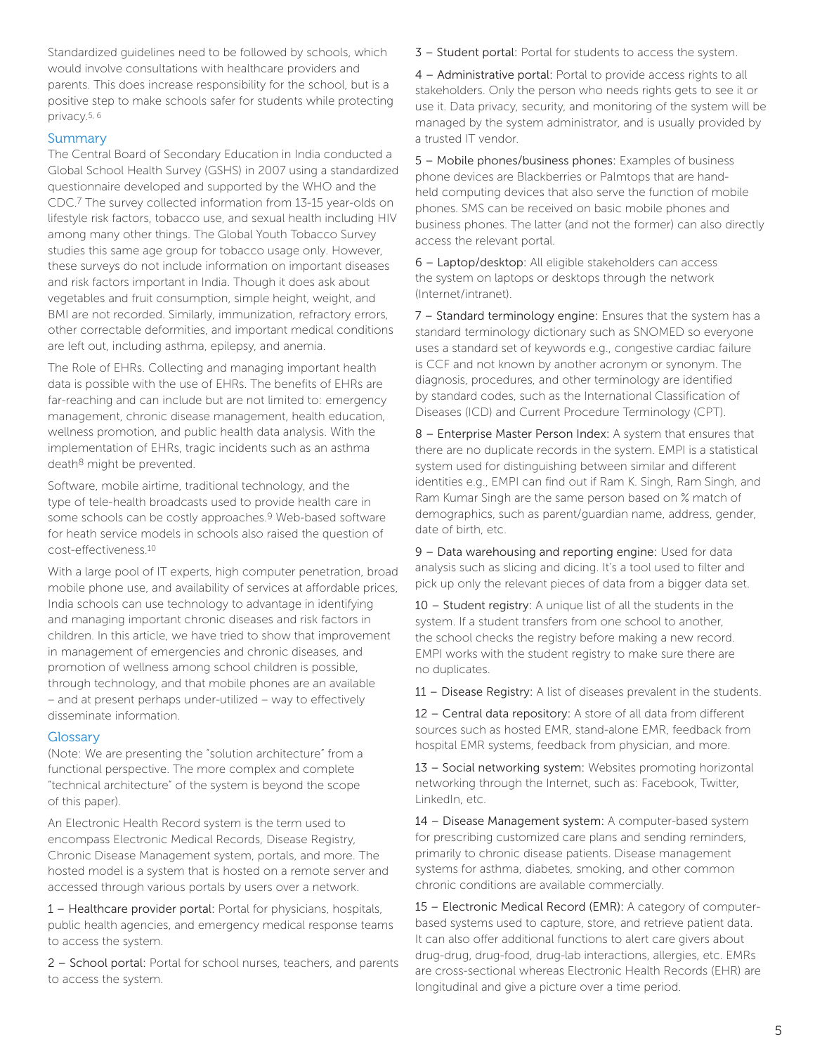Standardized guidelines need to be followed by schools, which would involve consultations with healthcare providers and parents. This does increase responsibility for the school, but is a positive step to make schools safer for students while protecting privacy.[5, 6]

## Summary

The Central Board of Secondary Education in India conducted a Global School Health Survey (GSHS) in 2007 using a standardized questionnaire developed and supported by the WHO and the CDC.[7] The survey collected information from 13-15 year-olds on lifestyle risk factors, tobacco use, and sexual health including HIV among many other things. The Global Youth Tobacco Survey studies this same age group for tobacco usage only. However, these surveys do not include information on important diseases and risk factors important in India. Though it does ask about vegetables and fruit consumption, simple height, weight, and BMI are not recorded. Similarly, immunization, refractory errors, other correctable deformities, and important medical conditions are left out, including asthma, epilepsy, and anemia.

The Role of EHRs. Collecting and managing important health data is possible with the use of EHRs. The benefits of EHRs are far-reaching and can include but are not limited to: emergency management, chronic disease management, health education, wellness promotion, and public health data analysis. With the implementation of EHRs, tragic incidents such as an asthma death[8] might be prevented.

Software, mobile airtime, traditional technology, and the type of tele-health broadcasts used to provide health care in some schools can be costly approaches.[9] Web-based software for heath service models in schools also raised the question of cost-effectiveness.[10]

With a large pool of IT experts, high computer penetration, broad mobile phone use, and availability of services at affordable prices, India schools can use technology to advantage in identifying and managing important chronic diseases and risk factors in children. In this article, we have tried to show that improvement in management of emergencies and chronic diseases, and promotion of wellness among school children is possible, through technology, and that mobile phones are an available – and at present perhaps under-utilized – way to effectively disseminate information.

## Glossary

(Note: We are presenting the "solution architecture" from a functional perspective. The more complex and complete "technical architecture" of the system is beyond the scope of this paper).

An Electronic Health Record system is the term used to encompass Electronic Medical Records, Disease Registry, Chronic Disease Management system, portals, and more. The hosted model is a system that is hosted on a remote server and accessed through various portals by users over a network.

1 – Healthcare provider portal: Portal for physicians, hospitals, public health agencies, and emergency medical response teams to access the system.

2 – School portal: Portal for school nurses, teachers, and parents to access the system.

3 – Student portal: Portal for students to access the system.

4 – Administrative portal: Portal to provide access rights to all stakeholders. Only the person who needs rights gets to see it or use it. Data privacy, security, and monitoring of the system will be managed by the system administrator, and is usually provided by a trusted IT vendor.

5 – Mobile phones/business phones: Examples of business phone devices are Blackberries or Palmtops that are hand-held computing devices that also serve the function of mobile phones. SMS can be received on basic mobile phones and business phones. The latter (and not the former) can also directly access the relevant portal.

6 – Laptop/desktop: All eligible stakeholders can access the system on laptops or desktops through the network (Internet/intranet).

7 – Standard terminology engine: Ensures that the system has a standard terminology dictionary such as SNOMED so everyone uses a standard set of keywords e.g., congestive cardiac failure is CCF and not known by another acronym or synonym. The diagnosis, procedures, and other terminology are identified by standard codes, such as the International Classification of Diseases (ICD) and Current Procedure Terminology (CPT).

8 – Enterprise Master Person Index: A system that ensures that there are no duplicate records in the system. EMPI is a statistical system used for distinguishing between similar and different identities e.g., EMPI can find out if Ram K. Singh, Ram Singh, and Ram Kumar Singh are the same person based on % match of demographics, such as parent/guardian name, address, gender, date of birth, etc.

9 – Data warehousing and reporting engine: Used for data analysis such as slicing and dicing. It's a tool used to filter and pick up only the relevant pieces of data from a bigger data set.

10 – Student registry: A unique list of all the students in the system. If a student transfers from one school to another, the school checks the registry before making a new record. EMPI works with the student registry to make sure there are no duplicates.

11 – Disease Registry: A list of diseases prevalent in the students.

12 – Central data repository: A store of all data from different sources such as hosted EMR, stand-alone EMR, feedback from hospital EMR systems, feedback from physician, and more.

13 – Social networking system: Websites promoting horizontal networking through the Internet, such as: Facebook, Twitter, LinkedIn, etc.

14 – Disease Management system: A computer-based system for prescribing customized care plans and sending reminders, primarily to chronic disease patients. Disease management systems for asthma, diabetes, smoking, and other common chronic conditions are available commercially.

15 – Electronic Medical Record (EMR): A category of computer-based systems used to capture, store, and retrieve patient data. It can also offer additional functions to alert care givers about drug-drug, drug-food, drug-lab interactions, allergies, etc. EMRs are cross-sectional whereas Electronic Health Records (EHR) are longitudinal and give a picture over a time period.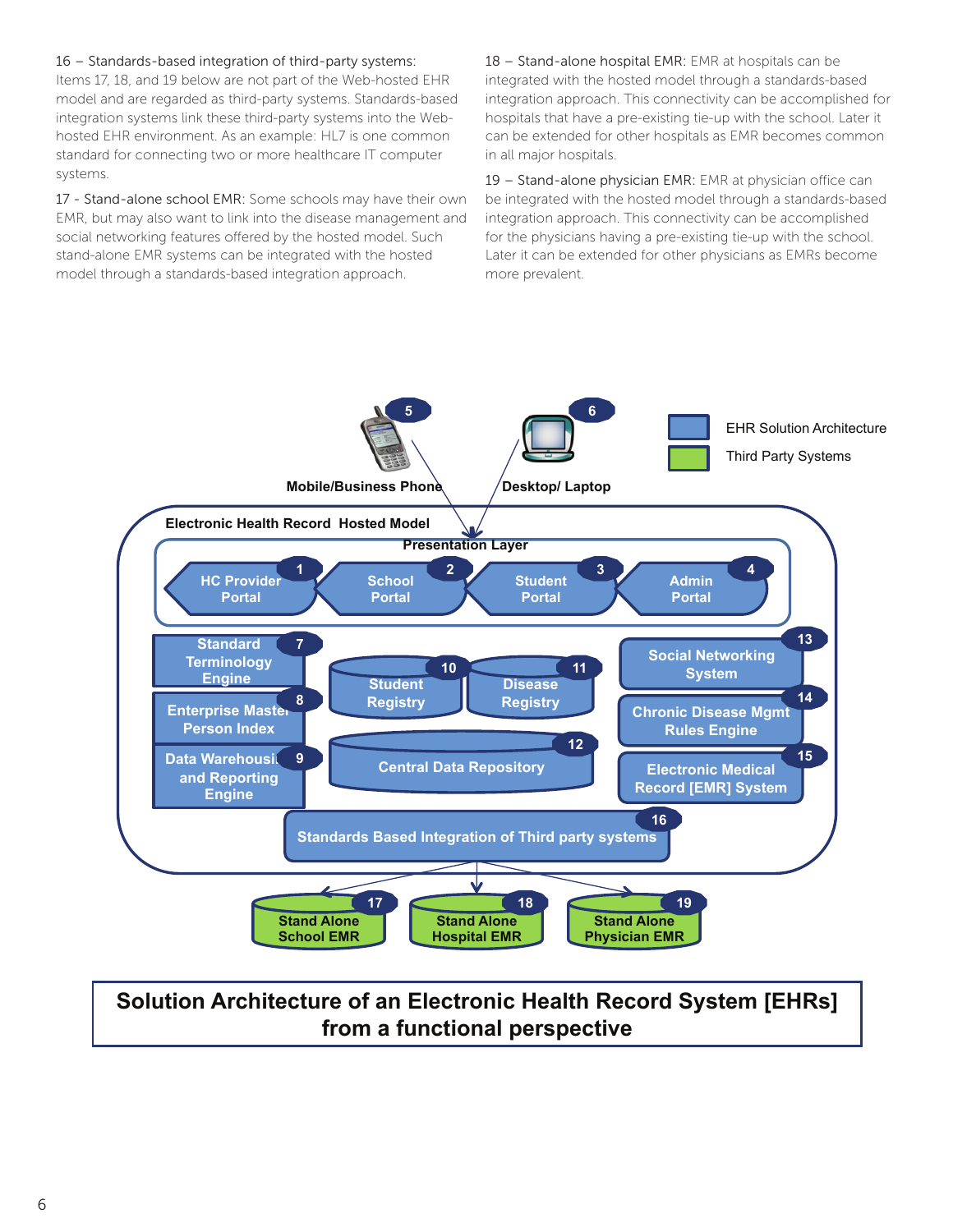16 – Standards-based integration of third-party systems: Items 17, 18, and 19 below are not part of the Web-hosted EHR model and are regarded as third-party systems. Standards-based integration systems link these third-party systems into the Web-hosted EHR environment. As an example: HL7 is one common standard for connecting two or more healthcare IT computer systems.

17 - Stand-alone school EMR: Some schools may have their own EMR, but may also want to link into the disease management and social networking features offered by the hosted model. Such stand-alone EMR systems can be integrated with the hosted model through a standards-based integration approach.

18 – Stand-alone hospital EMR: EMR at hospitals can be integrated with the hosted model through a standards-based integration approach. This connectivity can be accomplished for hospitals that have a pre-existing tie-up with the school. Later it can be extended for other hospitals as EMR becomes common in all major hospitals.

19 – Stand-alone physician EMR: EMR at physician office can be integrated with the hosted model through a standards-based integration approach. This connectivity can be accomplished for the physicians having a pre-existing tie-up with the school. Later it can be extended for other physicians as EMRs become more prevalent.

**Solution Architecture of an Electronic Health Record System [EHRs] from a functional perspective**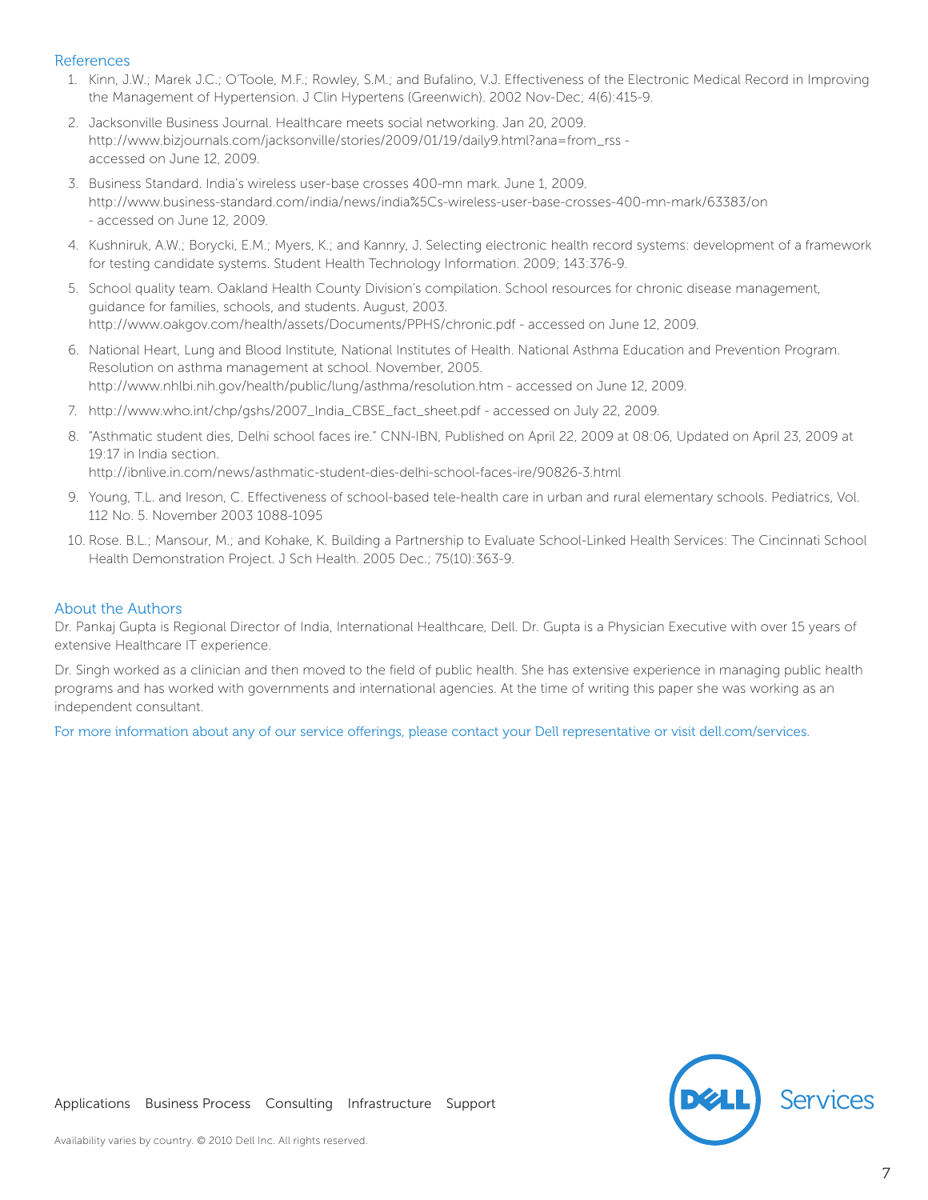## References

1. Kinn, J.W.; Marek J.C.; O'Toole, M.F.; Rowley, S.M.; and Bufalino, V.J. Effectiveness of the Electronic Medical Record in Improving the Management of Hypertension. J Clin Hypertens (Greenwich). 2002 Nov-Dec; 4(6):415-9.
2. Jacksonville Business Journal. Healthcare meets social networking. Jan 20, 2009. http://www.bizjournals.com/jacksonville/stories/2009/01/19/daily9.html?ana=from_rss - accessed on June 12, 2009.
3. Business Standard. India's wireless user-base crosses 400-mn mark. June 1, 2009. http://www.business-standard.com/india/news/india%5Cs-wireless-user-base-crosses-400-mn-mark/63383/on - accessed on June 12, 2009.
4. Kushniruk, A.W.; Borycki, E.M.; Myers, K.; and Kannry, J. Selecting electronic health record systems: development of a framework for testing candidate systems. Student Health Technology Information. 2009; 143:376-9.
5. School quality team. Oakland Health County Division's compilation. School resources for chronic disease management, guidance for families, schools, and students. August, 2003. http://www.oakgov.com/health/assets/Documents/PPHS/chronic.pdf - accessed on June 12, 2009.
6. National Heart, Lung and Blood Institute, National Institutes of Health. National Asthma Education and Prevention Program. Resolution on asthma management at school. November, 2005. http://www.nhlbi.nih.gov/health/public/lung/asthma/resolution.htm - accessed on June 12, 2009.
7. http://www.who.int/chp/gshs/2007_India_CBSE_fact_sheet.pdf - accessed on July 22, 2009.
8. "Asthmatic student dies, Delhi school faces ire." CNN-IBN, Published on April 22, 2009 at 08:06, Updated on April 23, 2009 at 19:17 in India section. http://ibnlive.in.com/news/asthmatic-student-dies-delhi-school-faces-ire/90826-3.html
9. Young, T.L. and Ireson, C. Effectiveness of school-based tele-health care in urban and rural elementary schools. Pediatrics, Vol. 112 No. 5. November 2003 1088-1095
10. Rose. B.L.; Mansour, M.; and Kohake, K. Building a Partnership to Evaluate School-Linked Health Services: The Cincinnati School Health Demonstration Project. J Sch Health. 2005 Dec.; 75(10):363-9.

## About the Authors

Dr. Pankaj Gupta is Regional Director of India, International Healthcare, Dell. Dr. Gupta is a Physician Executive with over 15 years of extensive Healthcare IT experience.

Dr. Singh worked as a clinician and then moved to the field of public health. She has extensive experience in managing public health programs and has worked with governments and international agencies. At the time of writing this paper she was working as an independent consultant.

For more information about any of our service offerings, please contact your Dell representative or visit dell.com/services.

Applications Business Process Consulting Infrastructure Support

Dell Services

Availability varies by country. © 2010 Dell Inc. All rights reserved.